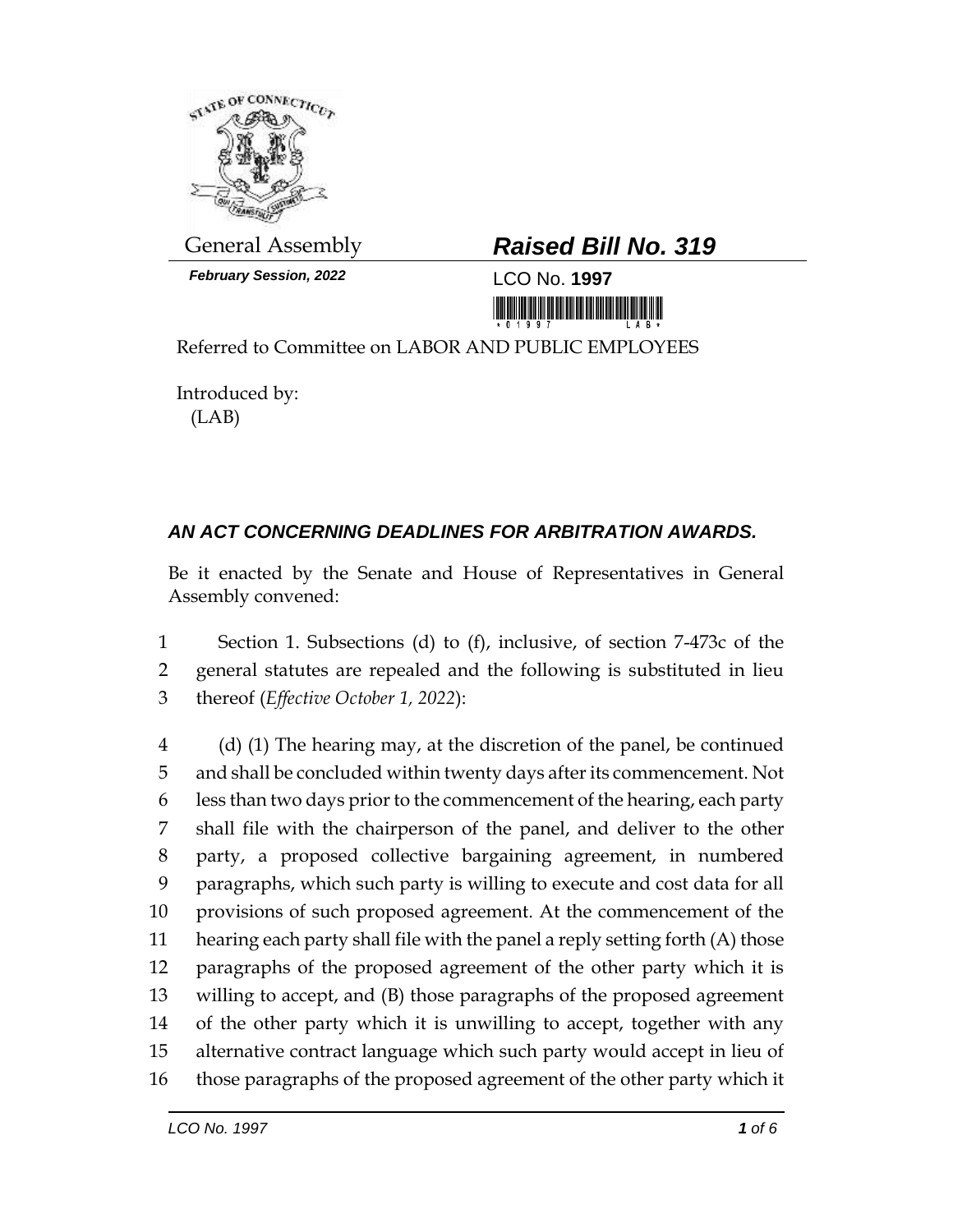General Assembly

***February Session, 2022***

# *Raised Bill No. 319*

LCO No. **1997**

Referred to Committee on LABOR AND PUBLIC EMPLOYEES

Introduced by:
(LAB)

## *AN ACT CONCERNING DEADLINES FOR ARBITRATION AWARDS.*

Be it enacted by the Senate and House of Representatives in General Assembly convened:

1 Section 1. Subsections (d) to (f), inclusive, of section 7-473c of the
2 general statutes are repealed and the following is substituted in lieu
3 thereof (*Effective October 1, 2022*):

4 (d) (1) The hearing may, at the discretion of the panel, be continued
5 and shall be concluded within twenty days after its commencement. Not
6 less than two days prior to the commencement of the hearing, each party
7 shall file with the chairperson of the panel, and deliver to the other
8 party, a proposed collective bargaining agreement, in numbered
9 paragraphs, which such party is willing to execute and cost data for all
10 provisions of such proposed agreement. At the commencement of the
11 hearing each party shall file with the panel a reply setting forth (A) those
12 paragraphs of the proposed agreement of the other party which it is
13 willing to accept, and (B) those paragraphs of the proposed agreement
14 of the other party which it is unwilling to accept, together with any
15 alternative contract language which such party would accept in lieu of
16 those paragraphs of the proposed agreement of the other party which it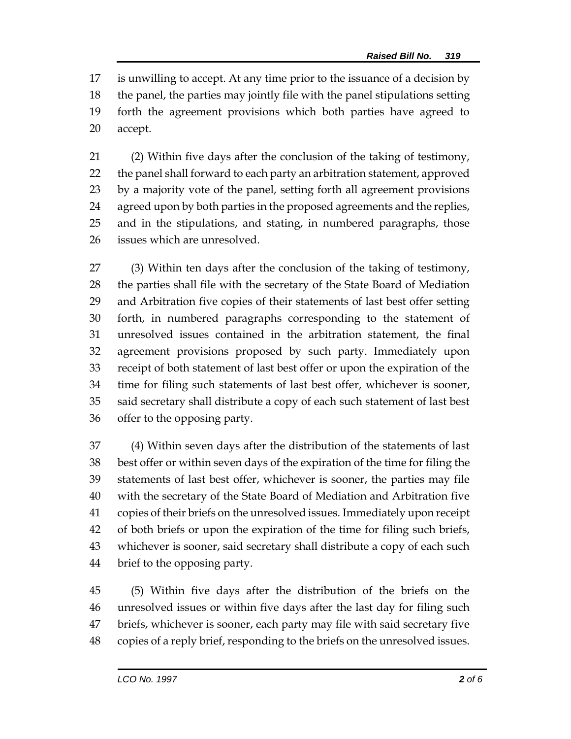is unwilling to accept. At any time prior to the issuance of a decision by the panel, the parties may jointly file with the panel stipulations setting forth the agreement provisions which both parties have agreed to accept.

(2) Within five days after the conclusion of the taking of testimony, the panel shall forward to each party an arbitration statement, approved by a majority vote of the panel, setting forth all agreement provisions agreed upon by both parties in the proposed agreements and the replies, and in the stipulations, and stating, in numbered paragraphs, those issues which are unresolved.

(3) Within ten days after the conclusion of the taking of testimony, the parties shall file with the secretary of the State Board of Mediation and Arbitration five copies of their statements of last best offer setting forth, in numbered paragraphs corresponding to the statement of unresolved issues contained in the arbitration statement, the final agreement provisions proposed by such party. Immediately upon receipt of both statement of last best offer or upon the expiration of the time for filing such statements of last best offer, whichever is sooner, said secretary shall distribute a copy of each such statement of last best offer to the opposing party.

(4) Within seven days after the distribution of the statements of last best offer or within seven days of the expiration of the time for filing the statements of last best offer, whichever is sooner, the parties may file with the secretary of the State Board of Mediation and Arbitration five copies of their briefs on the unresolved issues. Immediately upon receipt of both briefs or upon the expiration of the time for filing such briefs, whichever is sooner, said secretary shall distribute a copy of each such brief to the opposing party.

(5) Within five days after the distribution of the briefs on the unresolved issues or within five days after the last day for filing such briefs, whichever is sooner, each party may file with said secretary five copies of a reply brief, responding to the briefs on the unresolved issues.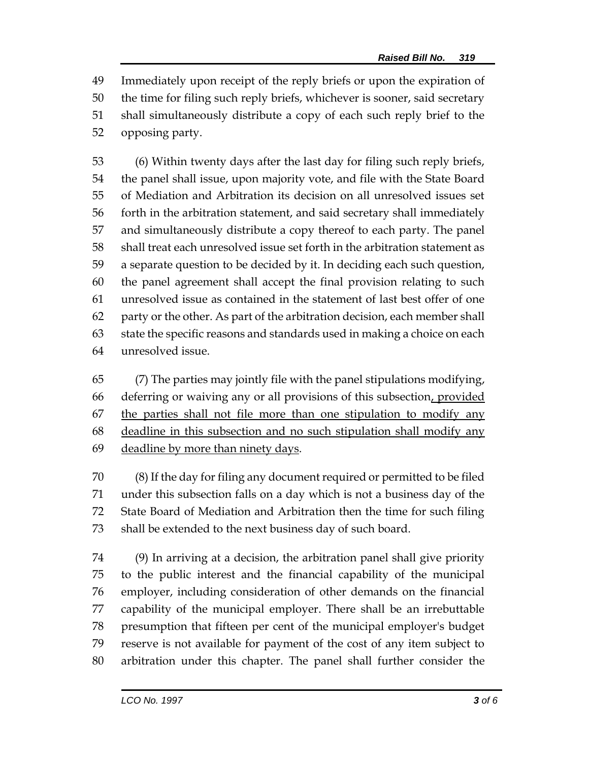Immediately upon receipt of the reply briefs or upon the expiration of the time for filing such reply briefs, whichever is sooner, said secretary shall simultaneously distribute a copy of each such reply brief to the opposing party.

(6) Within twenty days after the last day for filing such reply briefs, the panel shall issue, upon majority vote, and file with the State Board of Mediation and Arbitration its decision on all unresolved issues set forth in the arbitration statement, and said secretary shall immediately and simultaneously distribute a copy thereof to each party. The panel shall treat each unresolved issue set forth in the arbitration statement as a separate question to be decided by it. In deciding each such question, the panel agreement shall accept the final provision relating to such unresolved issue as contained in the statement of last best offer of one party or the other. As part of the arbitration decision, each member shall state the specific reasons and standards used in making a choice on each unresolved issue.

(7) The parties may jointly file with the panel stipulations modifying, deferring or waiving any or all provisions of this subsection<u>, provided the parties shall not file more than one stipulation to modify any deadline in this subsection and no such stipulation shall modify any deadline by more than ninety days</u>.

(8) If the day for filing any document required or permitted to be filed under this subsection falls on a day which is not a business day of the State Board of Mediation and Arbitration then the time for such filing shall be extended to the next business day of such board.

(9) In arriving at a decision, the arbitration panel shall give priority to the public interest and the financial capability of the municipal employer, including consideration of other demands on the financial capability of the municipal employer. There shall be an irrebuttable presumption that fifteen per cent of the municipal employer's budget reserve is not available for payment of the cost of any item subject to arbitration under this chapter. The panel shall further consider the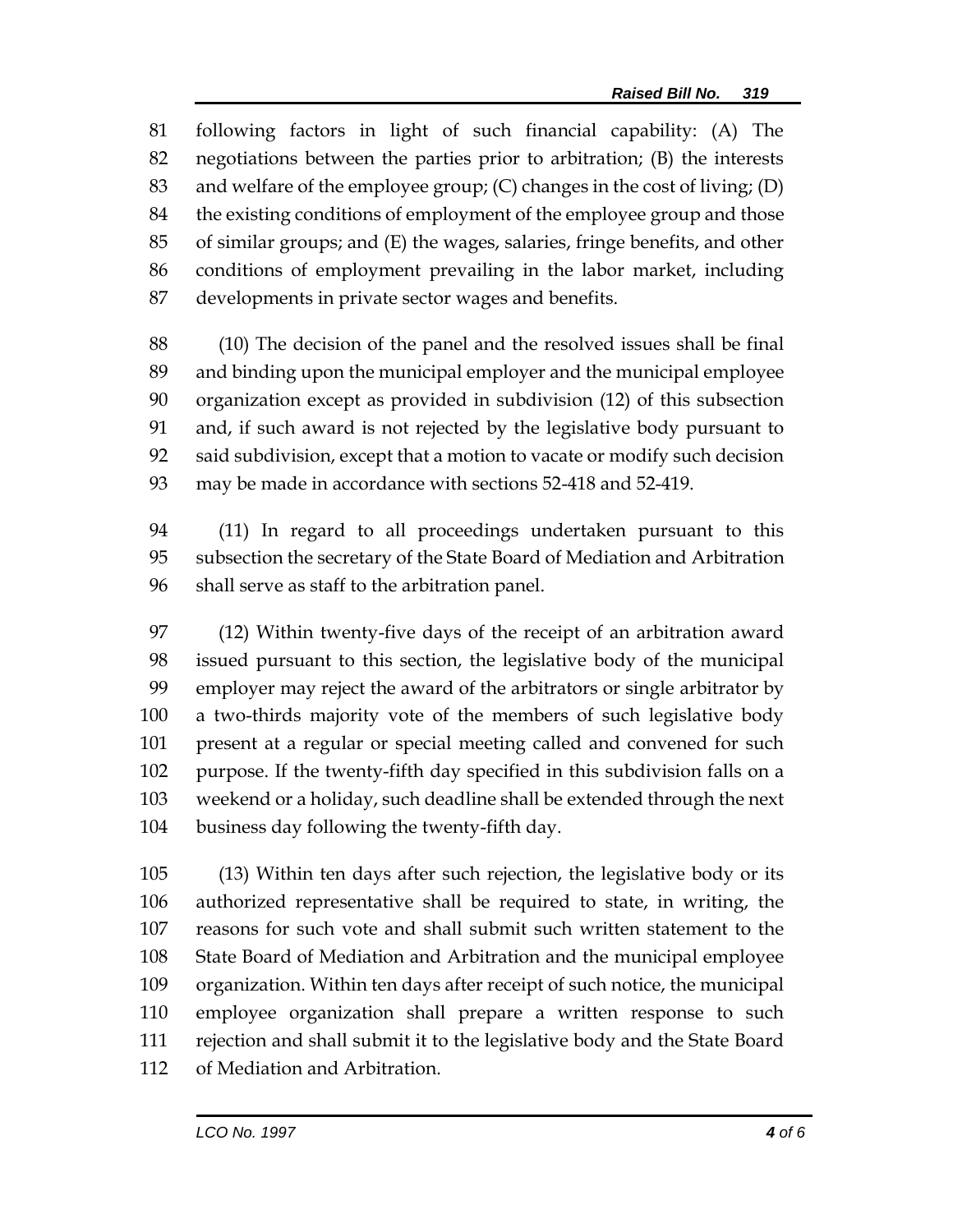following factors in light of such financial capability: (A) The negotiations between the parties prior to arbitration; (B) the interests and welfare of the employee group; (C) changes in the cost of living; (D) the existing conditions of employment of the employee group and those of similar groups; and (E) the wages, salaries, fringe benefits, and other conditions of employment prevailing in the labor market, including developments in private sector wages and benefits.

(10) The decision of the panel and the resolved issues shall be final and binding upon the municipal employer and the municipal employee organization except as provided in subdivision (12) of this subsection and, if such award is not rejected by the legislative body pursuant to said subdivision, except that a motion to vacate or modify such decision may be made in accordance with sections 52-418 and 52-419.

(11) In regard to all proceedings undertaken pursuant to this subsection the secretary of the State Board of Mediation and Arbitration shall serve as staff to the arbitration panel.

(12) Within twenty-five days of the receipt of an arbitration award issued pursuant to this section, the legislative body of the municipal employer may reject the award of the arbitrators or single arbitrator by a two-thirds majority vote of the members of such legislative body present at a regular or special meeting called and convened for such purpose. If the twenty-fifth day specified in this subdivision falls on a weekend or a holiday, such deadline shall be extended through the next business day following the twenty-fifth day.

(13) Within ten days after such rejection, the legislative body or its authorized representative shall be required to state, in writing, the reasons for such vote and shall submit such written statement to the State Board of Mediation and Arbitration and the municipal employee organization. Within ten days after receipt of such notice, the municipal employee organization shall prepare a written response to such rejection and shall submit it to the legislative body and the State Board of Mediation and Arbitration.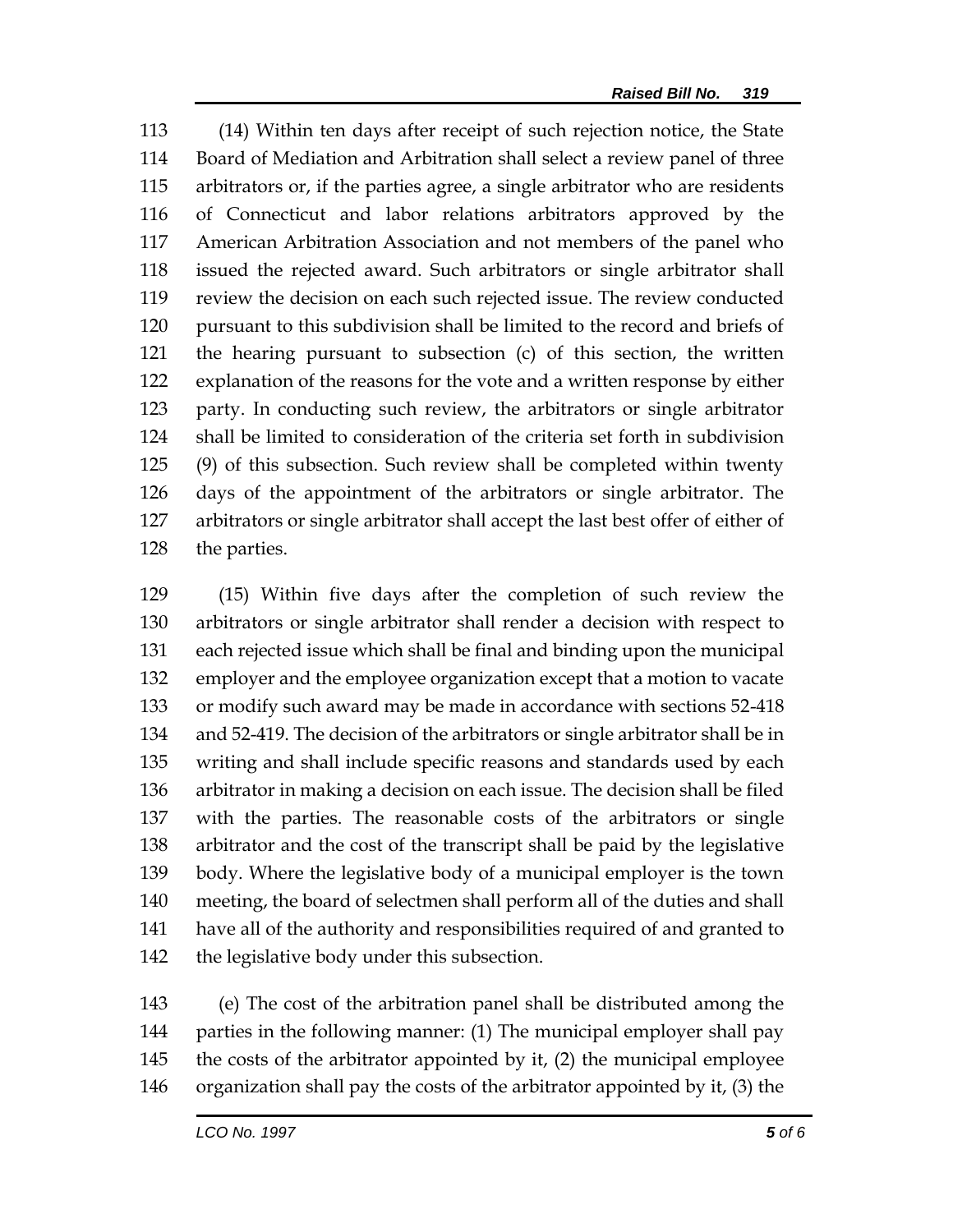(14) Within ten days after receipt of such rejection notice, the State Board of Mediation and Arbitration shall select a review panel of three arbitrators or, if the parties agree, a single arbitrator who are residents of Connecticut and labor relations arbitrators approved by the American Arbitration Association and not members of the panel who issued the rejected award. Such arbitrators or single arbitrator shall review the decision on each such rejected issue. The review conducted pursuant to this subdivision shall be limited to the record and briefs of the hearing pursuant to subsection (c) of this section, the written explanation of the reasons for the vote and a written response by either party. In conducting such review, the arbitrators or single arbitrator shall be limited to consideration of the criteria set forth in subdivision (9) of this subsection. Such review shall be completed within twenty days of the appointment of the arbitrators or single arbitrator. The arbitrators or single arbitrator shall accept the last best offer of either of the parties.

(15) Within five days after the completion of such review the arbitrators or single arbitrator shall render a decision with respect to each rejected issue which shall be final and binding upon the municipal employer and the employee organization except that a motion to vacate or modify such award may be made in accordance with sections 52-418 and 52-419. The decision of the arbitrators or single arbitrator shall be in writing and shall include specific reasons and standards used by each arbitrator in making a decision on each issue. The decision shall be filed with the parties. The reasonable costs of the arbitrators or single arbitrator and the cost of the transcript shall be paid by the legislative body. Where the legislative body of a municipal employer is the town meeting, the board of selectmen shall perform all of the duties and shall have all of the authority and responsibilities required of and granted to the legislative body under this subsection.

(e) The cost of the arbitration panel shall be distributed among the parties in the following manner: (1) The municipal employer shall pay the costs of the arbitrator appointed by it, (2) the municipal employee organization shall pay the costs of the arbitrator appointed by it, (3) the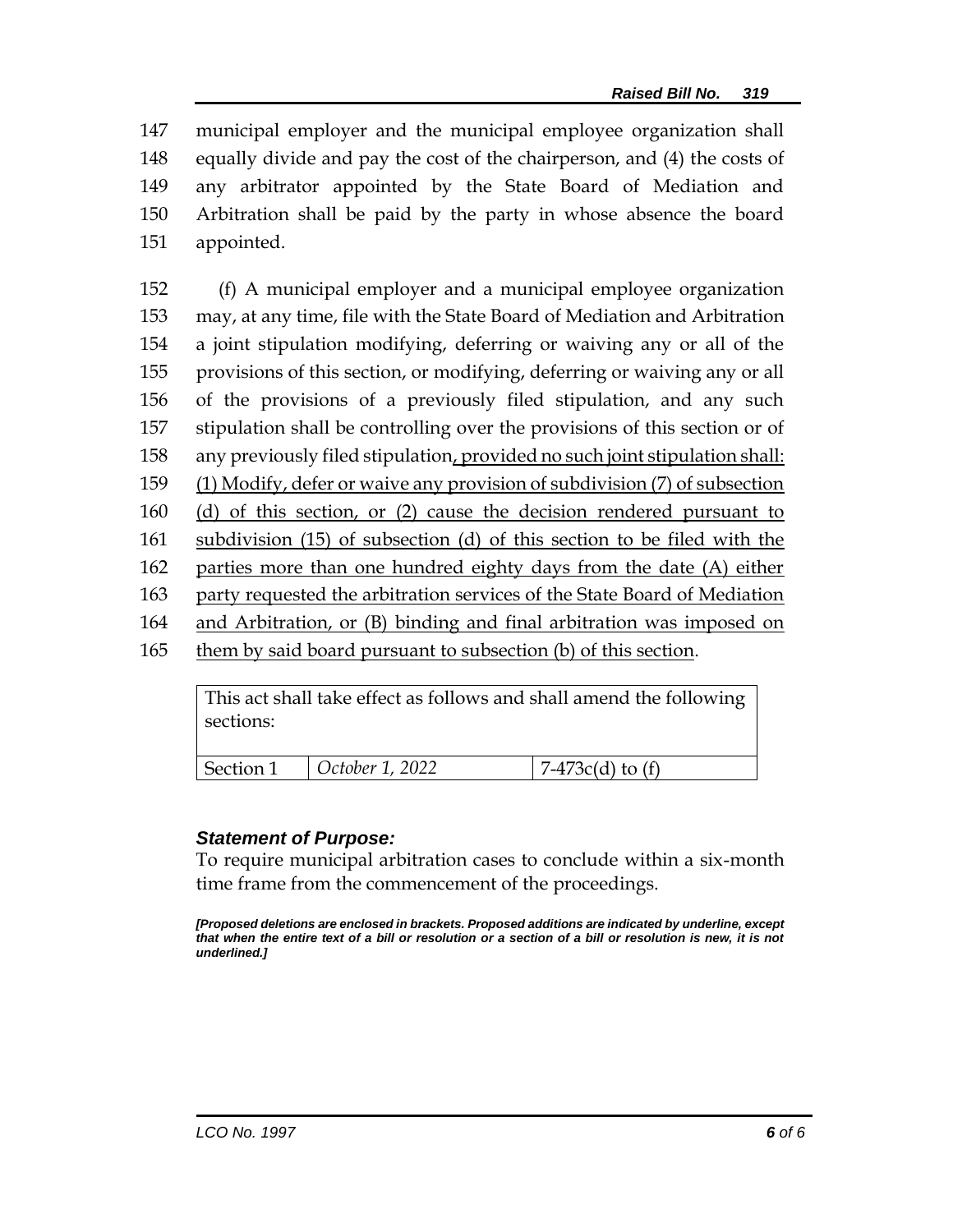municipal employer and the municipal employee organization shall equally divide and pay the cost of the chairperson, and (4) the costs of any arbitrator appointed by the State Board of Mediation and Arbitration shall be paid by the party in whose absence the board appointed.

(f) A municipal employer and a municipal employee organization may, at any time, file with the State Board of Mediation and Arbitration a joint stipulation modifying, deferring or waiving any or all of the provisions of this section, or modifying, deferring or waiving any or all of the provisions of a previously filed stipulation, and any such stipulation shall be controlling over the provisions of this section or of any previously filed stipulation<u>, provided no such joint stipulation shall: (1) Modify, defer or waive any provision of subdivision (7) of subsection (d) of this section, or (2) cause the decision rendered pursuant to subdivision (15) of subsection (d) of this section to be filed with the parties more than one hundred eighty days from the date (A) either party requested the arbitration services of the State Board of Mediation and Arbitration, or (B) binding and final arbitration was imposed on them by said board pursuant to subsection (b) of this section</u>.

| This act shall take effect as follows and shall amend the following sections: | | |
|---|---|---|
| Section 1 | *October 1, 2022* | 7-473c(d) to (f) |

### *Statement of Purpose:*

To require municipal arbitration cases to conclude within a six-month time frame from the commencement of the proceedings.

***[Proposed deletions are enclosed in brackets. Proposed additions are indicated by underline, except that when the entire text of a bill or resolution or a section of a bill or resolution is new, it is not underlined.]***